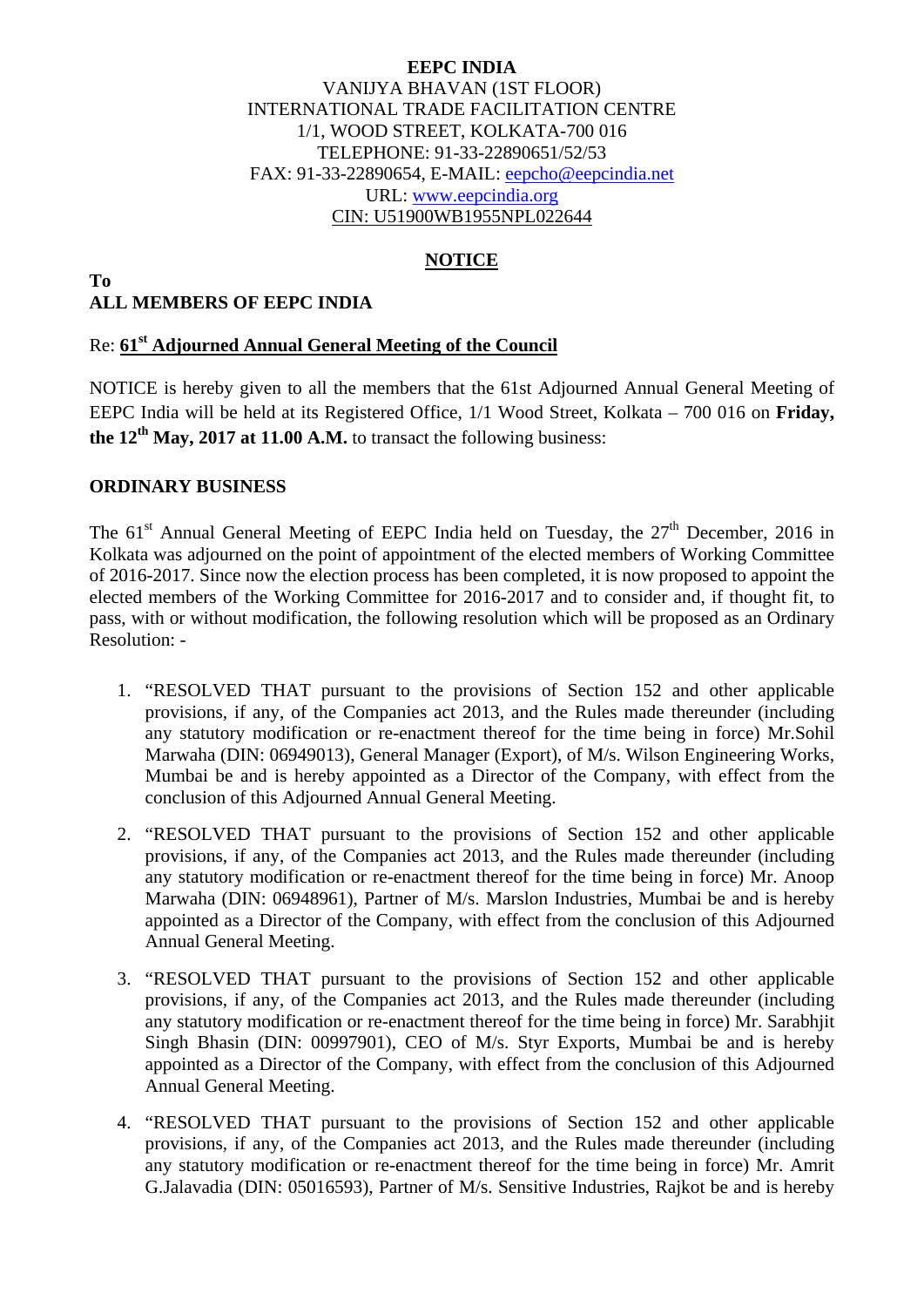**EEPC INDIA**
VANIJYA BHAVAN (1ST FLOOR)
INTERNATIONAL TRADE FACILITATION CENTRE
1/1, WOOD STREET, KOLKATA-700 016
TELEPHONE: 91-33-22890651/52/53
FAX: 91-33-22890654, E-MAIL: eepcho@eepcindia.net
URL: www.eepcindia.org
CIN: U51900WB1955NPL022644

## NOTICE

**To**
**ALL MEMBERS OF EEPC INDIA**

Re: **61st Adjourned Annual General Meeting of the Council**

NOTICE is hereby given to all the members that the 61st Adjourned Annual General Meeting of EEPC India will be held at its Registered Office, 1/1 Wood Street, Kolkata – 700 016 on **Friday, the 12th May, 2017 at 11.00 A.M.** to transact the following business:

### ORDINARY BUSINESS

The 61st Annual General Meeting of EEPC India held on Tuesday, the 27th December, 2016 in Kolkata was adjourned on the point of appointment of the elected members of Working Committee of 2016-2017. Since now the election process has been completed, it is now proposed to appoint the elected members of the Working Committee for 2016-2017 and to consider and, if thought fit, to pass, with or without modification, the following resolution which will be proposed as an Ordinary Resolution: -

1. "RESOLVED THAT pursuant to the provisions of Section 152 and other applicable provisions, if any, of the Companies act 2013, and the Rules made thereunder (including any statutory modification or re-enactment thereof for the time being in force) Mr.Sohil Marwaha (DIN: 06949013), General Manager (Export), of M/s. Wilson Engineering Works, Mumbai be and is hereby appointed as a Director of the Company, with effect from the conclusion of this Adjourned Annual General Meeting.

2. "RESOLVED THAT pursuant to the provisions of Section 152 and other applicable provisions, if any, of the Companies act 2013, and the Rules made thereunder (including any statutory modification or re-enactment thereof for the time being in force) Mr. Anoop Marwaha (DIN: 06948961), Partner of M/s. Marslon Industries, Mumbai be and is hereby appointed as a Director of the Company, with effect from the conclusion of this Adjourned Annual General Meeting.

3. "RESOLVED THAT pursuant to the provisions of Section 152 and other applicable provisions, if any, of the Companies act 2013, and the Rules made thereunder (including any statutory modification or re-enactment thereof for the time being in force) Mr. Sarabhjit Singh Bhasin (DIN: 00997901), CEO of M/s. Styr Exports, Mumbai be and is hereby appointed as a Director of the Company, with effect from the conclusion of this Adjourned Annual General Meeting.

4. "RESOLVED THAT pursuant to the provisions of Section 152 and other applicable provisions, if any, of the Companies act 2013, and the Rules made thereunder (including any statutory modification or re-enactment thereof for the time being in force) Mr. Amrit G.Jalavadia (DIN: 05016593), Partner of M/s. Sensitive Industries, Rajkot be and is hereby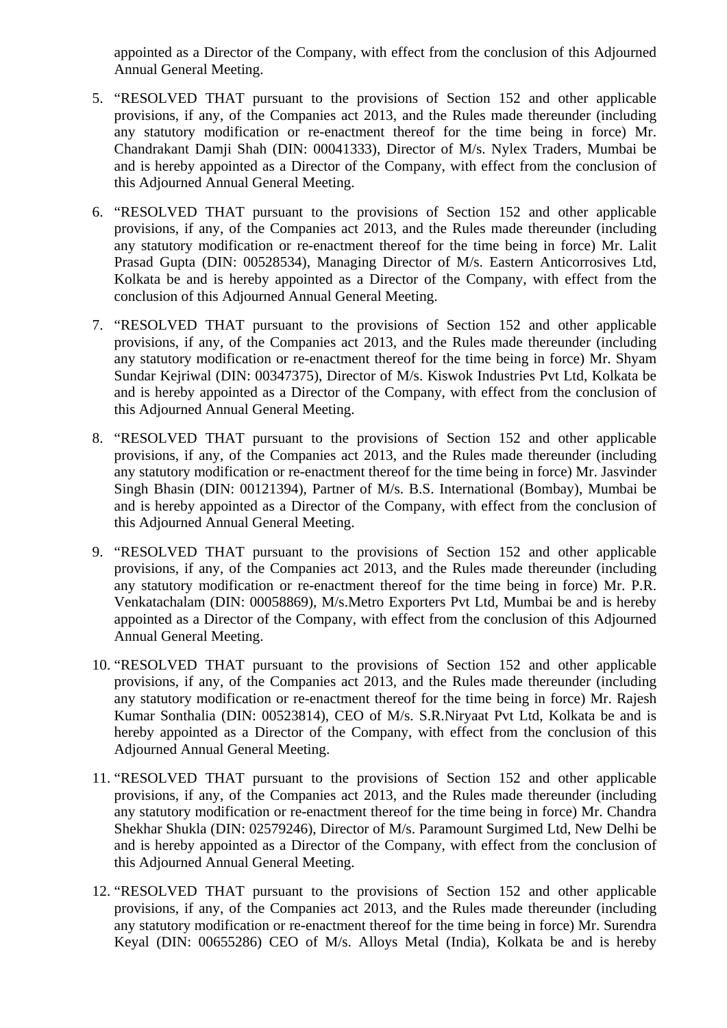appointed as a Director of the Company, with effect from the conclusion of this Adjourned Annual General Meeting.

5. "RESOLVED THAT pursuant to the provisions of Section 152 and other applicable provisions, if any, of the Companies act 2013, and the Rules made thereunder (including any statutory modification or re-enactment thereof for the time being in force) Mr. Chandrakant Damji Shah (DIN: 00041333), Director of M/s. Nylex Traders, Mumbai be and is hereby appointed as a Director of the Company, with effect from the conclusion of this Adjourned Annual General Meeting.

6. "RESOLVED THAT pursuant to the provisions of Section 152 and other applicable provisions, if any, of the Companies act 2013, and the Rules made thereunder (including any statutory modification or re-enactment thereof for the time being in force) Mr. Lalit Prasad Gupta (DIN: 00528534), Managing Director of M/s. Eastern Anticorrosives Ltd, Kolkata be and is hereby appointed as a Director of the Company, with effect from the conclusion of this Adjourned Annual General Meeting.

7. "RESOLVED THAT pursuant to the provisions of Section 152 and other applicable provisions, if any, of the Companies act 2013, and the Rules made thereunder (including any statutory modification or re-enactment thereof for the time being in force) Mr. Shyam Sundar Kejriwal (DIN: 00347375), Director of M/s. Kiswok Industries Pvt Ltd, Kolkata be and is hereby appointed as a Director of the Company, with effect from the conclusion of this Adjourned Annual General Meeting.

8. "RESOLVED THAT pursuant to the provisions of Section 152 and other applicable provisions, if any, of the Companies act 2013, and the Rules made thereunder (including any statutory modification or re-enactment thereof for the time being in force) Mr. Jasvinder Singh Bhasin (DIN: 00121394), Partner of M/s. B.S. International (Bombay), Mumbai be and is hereby appointed as a Director of the Company, with effect from the conclusion of this Adjourned Annual General Meeting.

9. "RESOLVED THAT pursuant to the provisions of Section 152 and other applicable provisions, if any, of the Companies act 2013, and the Rules made thereunder (including any statutory modification or re-enactment thereof for the time being in force) Mr. P.R. Venkatachalam (DIN: 00058869), M/s.Metro Exporters Pvt Ltd, Mumbai be and is hereby appointed as a Director of the Company, with effect from the conclusion of this Adjourned Annual General Meeting.

10. "RESOLVED THAT pursuant to the provisions of Section 152 and other applicable provisions, if any, of the Companies act 2013, and the Rules made thereunder (including any statutory modification or re-enactment thereof for the time being in force) Mr. Rajesh Kumar Sonthalia (DIN: 00523814), CEO of M/s. S.R.Niryaat Pvt Ltd, Kolkata be and is hereby appointed as a Director of the Company, with effect from the conclusion of this Adjourned Annual General Meeting.

11. "RESOLVED THAT pursuant to the provisions of Section 152 and other applicable provisions, if any, of the Companies act 2013, and the Rules made thereunder (including any statutory modification or re-enactment thereof for the time being in force) Mr. Chandra Shekhar Shukla (DIN: 02579246), Director of M/s. Paramount Surgimed Ltd, New Delhi be and is hereby appointed as a Director of the Company, with effect from the conclusion of this Adjourned Annual General Meeting.

12. "RESOLVED THAT pursuant to the provisions of Section 152 and other applicable provisions, if any, of the Companies act 2013, and the Rules made thereunder (including any statutory modification or re-enactment thereof for the time being in force) Mr. Surendra Keyal (DIN: 00655286) CEO of M/s. Alloys Metal (India), Kolkata be and is hereby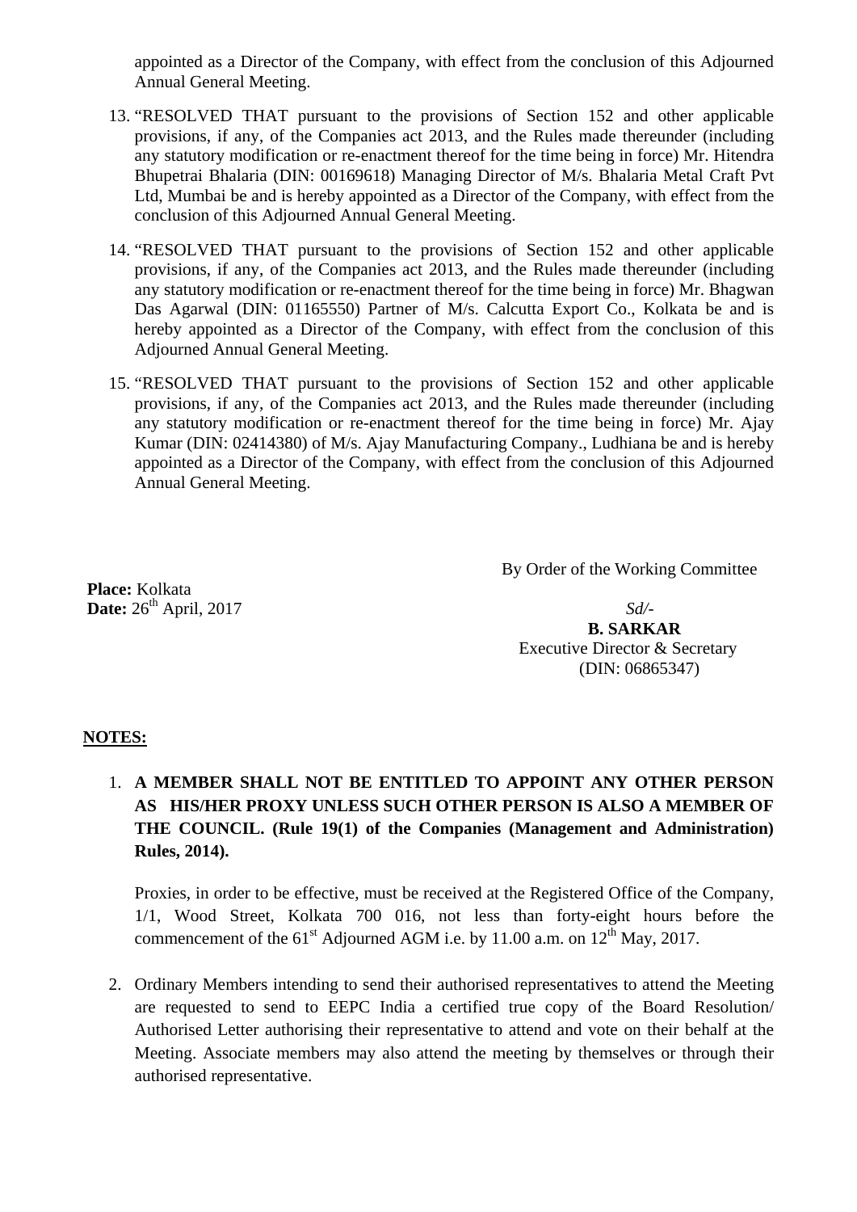appointed as a Director of the Company, with effect from the conclusion of this Adjourned Annual General Meeting.

13. "RESOLVED THAT pursuant to the provisions of Section 152 and other applicable provisions, if any, of the Companies act 2013, and the Rules made thereunder (including any statutory modification or re-enactment thereof for the time being in force) Mr. Hitendra Bhupetrai Bhalaria (DIN: 00169618) Managing Director of M/s. Bhalaria Metal Craft Pvt Ltd, Mumbai be and is hereby appointed as a Director of the Company, with effect from the conclusion of this Adjourned Annual General Meeting.

14. "RESOLVED THAT pursuant to the provisions of Section 152 and other applicable provisions, if any, of the Companies act 2013, and the Rules made thereunder (including any statutory modification or re-enactment thereof for the time being in force) Mr. Bhagwan Das Agarwal (DIN: 01165550) Partner of M/s. Calcutta Export Co., Kolkata be and is hereby appointed as a Director of the Company, with effect from the conclusion of this Adjourned Annual General Meeting.

15. "RESOLVED THAT pursuant to the provisions of Section 152 and other applicable provisions, if any, of the Companies act 2013, and the Rules made thereunder (including any statutory modification or re-enactment thereof for the time being in force) Mr. Ajay Kumar (DIN: 02414380) of M/s. Ajay Manufacturing Company., Ludhiana be and is hereby appointed as a Director of the Company, with effect from the conclusion of this Adjourned Annual General Meeting.

By Order of the Working Committee

**Place:** Kolkata
**Date:** 26th April, 2017

*Sd/-*
**B. SARKAR**
Executive Director & Secretary
(DIN: 06865347)

**NOTES:**

1. **A MEMBER SHALL NOT BE ENTITLED TO APPOINT ANY OTHER PERSON AS HIS/HER PROXY UNLESS SUCH OTHER PERSON IS ALSO A MEMBER OF THE COUNCIL. (Rule 19(1) of the Companies (Management and Administration) Rules, 2014).**

   Proxies, in order to be effective, must be received at the Registered Office of the Company, 1/1, Wood Street, Kolkata 700 016, not less than forty-eight hours before the commencement of the 61st Adjourned AGM i.e. by 11.00 a.m. on 12th May, 2017.

2. Ordinary Members intending to send their authorised representatives to attend the Meeting are requested to send to EEPC India a certified true copy of the Board Resolution/ Authorised Letter authorising their representative to attend and vote on their behalf at the Meeting. Associate members may also attend the meeting by themselves or through their authorised representative.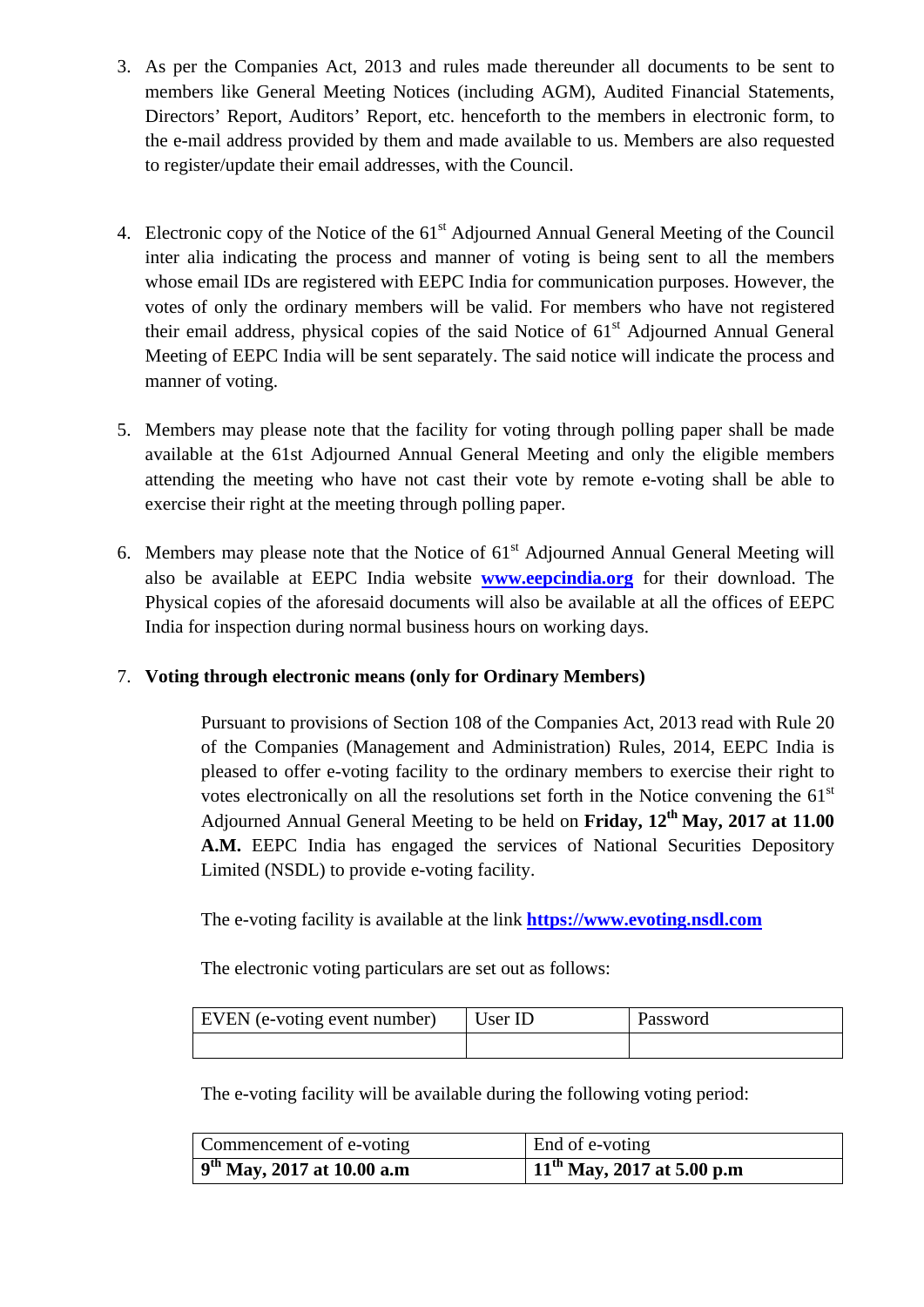3. As per the Companies Act, 2013 and rules made thereunder all documents to be sent to members like General Meeting Notices (including AGM), Audited Financial Statements, Directors' Report, Auditors' Report, etc. henceforth to the members in electronic form, to the e-mail address provided by them and made available to us. Members are also requested to register/update their email addresses, with the Council.

4. Electronic copy of the Notice of the 61st Adjourned Annual General Meeting of the Council inter alia indicating the process and manner of voting is being sent to all the members whose email IDs are registered with EEPC India for communication purposes. However, the votes of only the ordinary members will be valid. For members who have not registered their email address, physical copies of the said Notice of 61st Adjourned Annual General Meeting of EEPC India will be sent separately. The said notice will indicate the process and manner of voting.

5. Members may please note that the facility for voting through polling paper shall be made available at the 61st Adjourned Annual General Meeting and only the eligible members attending the meeting who have not cast their vote by remote e-voting shall be able to exercise their right at the meeting through polling paper.

6. Members may please note that the Notice of 61st Adjourned Annual General Meeting will also be available at EEPC India website **[www.eepcindia.org](www.eepcindia.org)** for their download. The Physical copies of the aforesaid documents will also be available at all the offices of EEPC India for inspection during normal business hours on working days.

7. **Voting through electronic means (only for Ordinary Members)**

   Pursuant to provisions of Section 108 of the Companies Act, 2013 read with Rule 20 of the Companies (Management and Administration) Rules, 2014, EEPC India is pleased to offer e-voting facility to the ordinary members to exercise their right to votes electronically on all the resolutions set forth in the Notice convening the 61st Adjourned Annual General Meeting to be held on **Friday, 12th May, 2017 at 11.00 A.M.** EEPC India has engaged the services of National Securities Depository Limited (NSDL) to provide e-voting facility.

   The e-voting facility is available at the link **[https://www.evoting.nsdl.com](https://www.evoting.nsdl.com)**

   The electronic voting particulars are set out as follows:

   | EVEN (e-voting event number) | User ID | Password |
   |---|---|---|
   | | | |

   The e-voting facility will be available during the following voting period:

   | Commencement of e-voting | End of e-voting |
   |---|---|
   | **9th May, 2017 at 10.00 a.m** | **11th May, 2017 at 5.00 p.m** |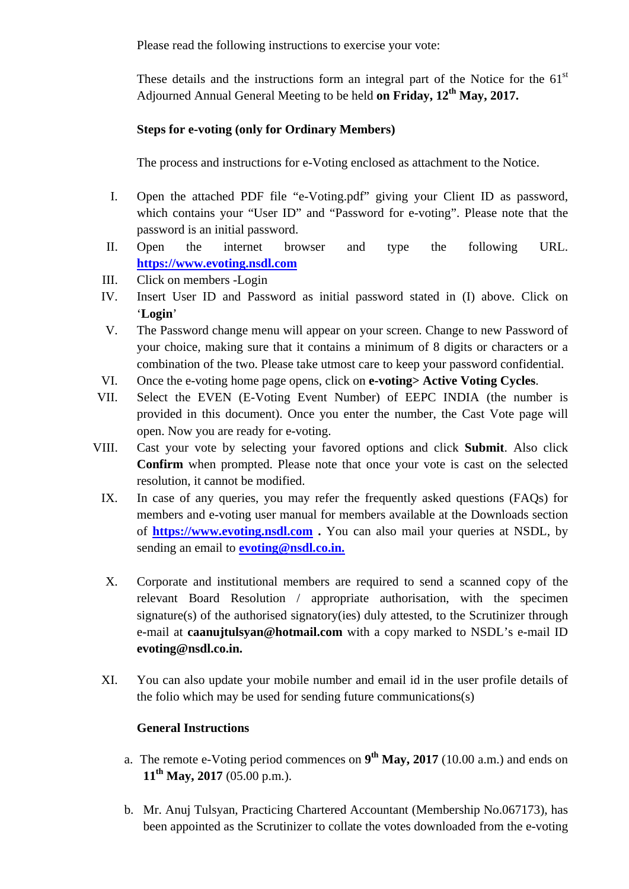Please read the following instructions to exercise your vote:

These details and the instructions form an integral part of the Notice for the 61st Adjourned Annual General Meeting to be held **on Friday, 12th May, 2017.**

**Steps for e-voting (only for Ordinary Members)**

The process and instructions for e-Voting enclosed as attachment to the Notice.

I. Open the attached PDF file "e-Voting.pdf" giving your Client ID as password, which contains your "User ID" and "Password for e-voting". Please note that the password is an initial password.
II. Open the internet browser and type the following URL. **https://www.evoting.nsdl.com**
III. Click on members -Login
IV. Insert User ID and Password as initial password stated in (I) above. Click on '**Login**'
V. The Password change menu will appear on your screen. Change to new Password of your choice, making sure that it contains a minimum of 8 digits or characters or a combination of the two. Please take utmost care to keep your password confidential.
VI. Once the e-voting home page opens, click on **e-voting> Active Voting Cycles**.
VII. Select the EVEN (E-Voting Event Number) of EEPC INDIA (the number is provided in this document). Once you enter the number, the Cast Vote page will open. Now you are ready for e-voting.
VIII. Cast your vote by selecting your favored options and click **Submit**. Also click **Confirm** when prompted. Please note that once your vote is cast on the selected resolution, it cannot be modified.
IX. In case of any queries, you may refer the frequently asked questions (FAQs) for members and e-voting user manual for members available at the Downloads section of **https://www.evoting.nsdl.com** **.** You can also mail your queries at NSDL, by sending an email to **evoting@nsdl.co.in.**

X. Corporate and institutional members are required to send a scanned copy of the relevant Board Resolution / appropriate authorisation, with the specimen signature(s) of the authorised signatory(ies) duly attested, to the Scrutinizer through e-mail at **caanujtulsyan@hotmail.com** with a copy marked to NSDL's e-mail ID **evoting@nsdl.co.in.**

XI. You can also update your mobile number and email id in the user profile details of the folio which may be used for sending future communications(s)

**General Instructions**

a. The remote e-Voting period commences on **9th May, 2017** (10.00 a.m.) and ends on **11th May, 2017** (05.00 p.m.).

b. Mr. Anuj Tulsyan, Practicing Chartered Accountant (Membership No.067173), has been appointed as the Scrutinizer to collate the votes downloaded from the e-voting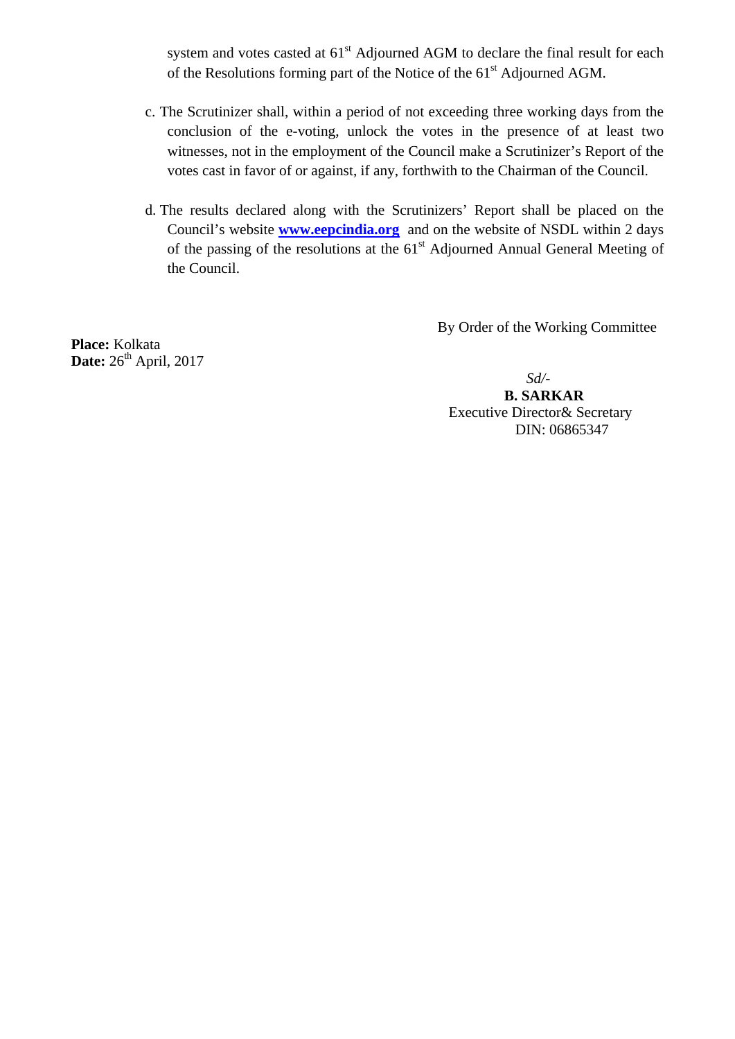system and votes casted at 61st Adjourned AGM to declare the final result for each of the Resolutions forming part of the Notice of the 61st Adjourned AGM.

c. The Scrutinizer shall, within a period of not exceeding three working days from the conclusion of the e-voting, unlock the votes in the presence of at least two witnesses, not in the employment of the Council make a Scrutinizer's Report of the votes cast in favor of or against, if any, forthwith to the Chairman of the Council.

d. The results declared along with the Scrutinizers' Report shall be placed on the Council's website **www.eepcindia.org** and on the website of NSDL within 2 days of the passing of the resolutions at the 61st Adjourned Annual General Meeting of the Council.

By Order of the Working Committee

**Place:** Kolkata
**Date:** 26th April, 2017

*Sd/-*
**B. SARKAR**
Executive Director& Secretary
DIN: 06865347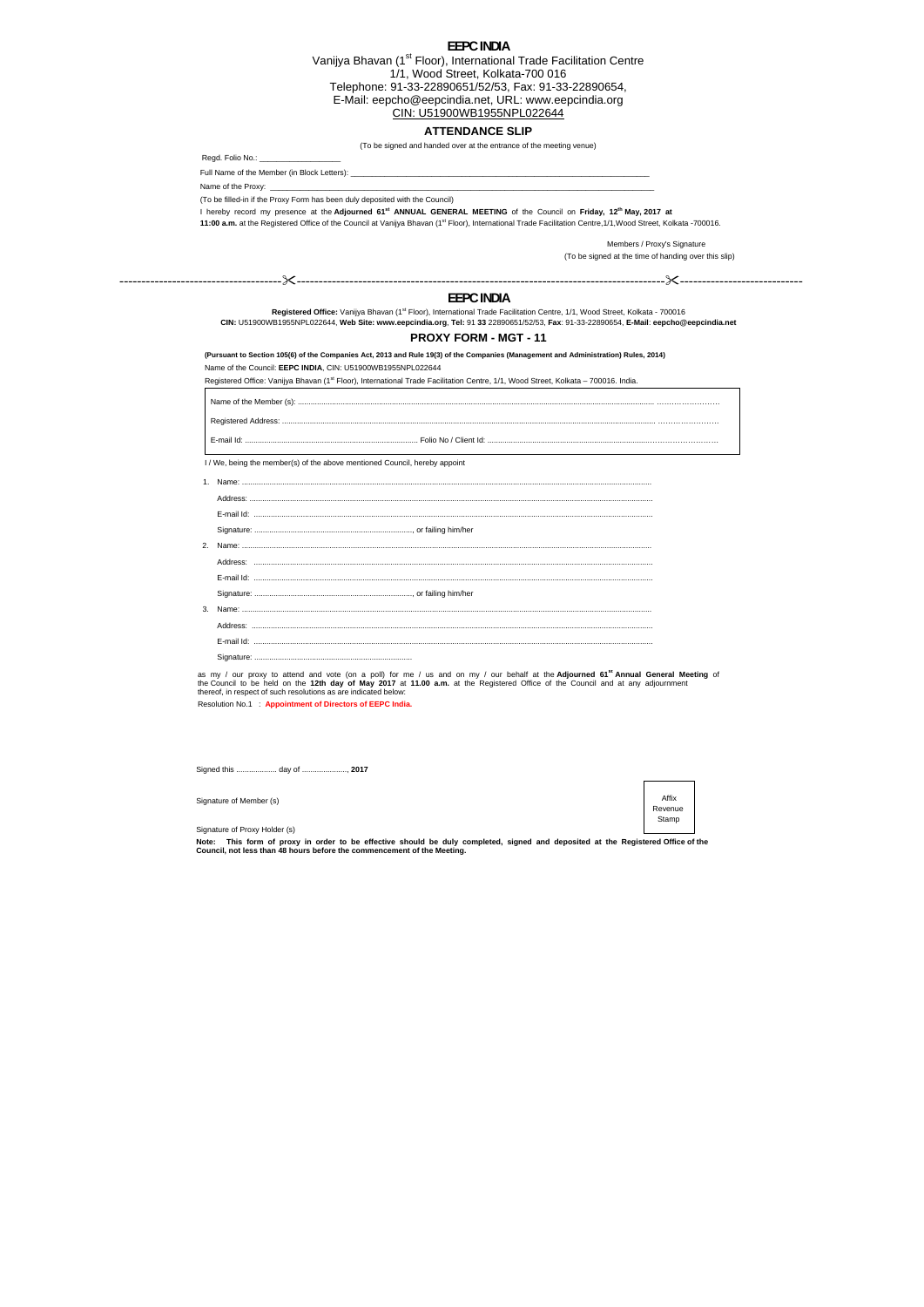# EEPC INDIA

Vanijya Bhavan (1st Floor), International Trade Facilitation Centre
1/1, Wood Street, Kolkata-700 016
Telephone: 91-33-22890651/52/53, Fax: 91-33-22890654,
E-Mail: eepcho@eepcindia.net, URL: www.eepcindia.org
CIN: U51900WB1955NPL022644

## ATTENDANCE SLIP

(To be signed and handed over at the entrance of the meeting venue)

Regd. Folio No.: ___________________

Full Name of the Member (in Block Letters): ___________________________________________________________________

Name of the Proxy: ___________________________________________________________________________________

(To be filled-in if the Proxy Form has been duly deposited with the Council)

I hereby record my presence at the **Adjourned 61st ANNUAL GENERAL MEETING** of the Council on **Friday, 12th May, 2017 at 11:00 a.m.** at the Registered Office of the Council at Vanijya Bhavan (1st Floor), International Trade Facilitation Centre,1/1,Wood Street, Kolkata -700016.

Members / Proxy's Signature
(To be signed at the time of handing over this slip)

-------------------------------------------------------------------------------------------------------------------------------------

# EEPC INDIA

**Registered Office:** Vanijya Bhavan (1st Floor), International Trade Facilitation Centre, 1/1, Wood Street, Kolkata - 700016
**CIN:** U51900WB1955NPL022644, **Web Site: www.eepcindia.org**, **Tel:** 91 **33** 22890651/52/53, **Fax**: 91-33-22890654, **E-Mail**: **eepcho@eepcindia.net**

## PROXY FORM - MGT - 11

**(Pursuant to Section 105(6) of the Companies Act, 2013 and Rule 19(3) of the Companies (Management and Administration) Rules, 2014)**

Name of the Council: **EEPC INDIA**, CIN: U51900WB1955NPL022644

Registered Office: Vanijya Bhavan (1st Floor), International Trade Facilitation Centre, 1/1, Wood Street, Kolkata – 700016. India.

Name of the Member (s): ..................................................................................................................................................................

Registered Address: ........................................................................................................................................................................

E-mail Id: .................................................................................. Folio No / Client Id: ................................................................................................

I / We, being the member(s) of the above mentioned Council, hereby appoint

1. Name: ..................................................................................................................................................................
   Address: ..................................................................................................................................................................
   E-mail Id: ..................................................................................................................................................................
   Signature: ......................................................................., or failing him/her
2. Name: ..................................................................................................................................................................
   Address: ..................................................................................................................................................................
   E-mail Id: ..................................................................................................................................................................
   Signature: ......................................................................., or failing him/her
3. Name: ..................................................................................................................................................................
   Address: ..................................................................................................................................................................
   E-mail Id: ..................................................................................................................................................................
   Signature: .......................................................................

as my / our proxy to attend and vote (on a poll) for me / us and on my / our behalf at the **Adjourned 61st Annual General Meeting** of the Council to be held on the **12th day of May 2017** at **11.00 a.m.** at the Registered Office of the Council and at any adjournment thereof, in respect of such resolutions as are indicated below:

Resolution No.1 : **Appointment of Directors of EEPC India.**

Signed this .................... day of ....................., **2017**

Signature of Member (s)

Affix Revenue Stamp

Signature of Proxy Holder (s)

**Note: This form of proxy in order to be effective should be duly completed, signed and deposited at the Registered Office of the Council, not less than 48 hours before the commencement of the Meeting.**